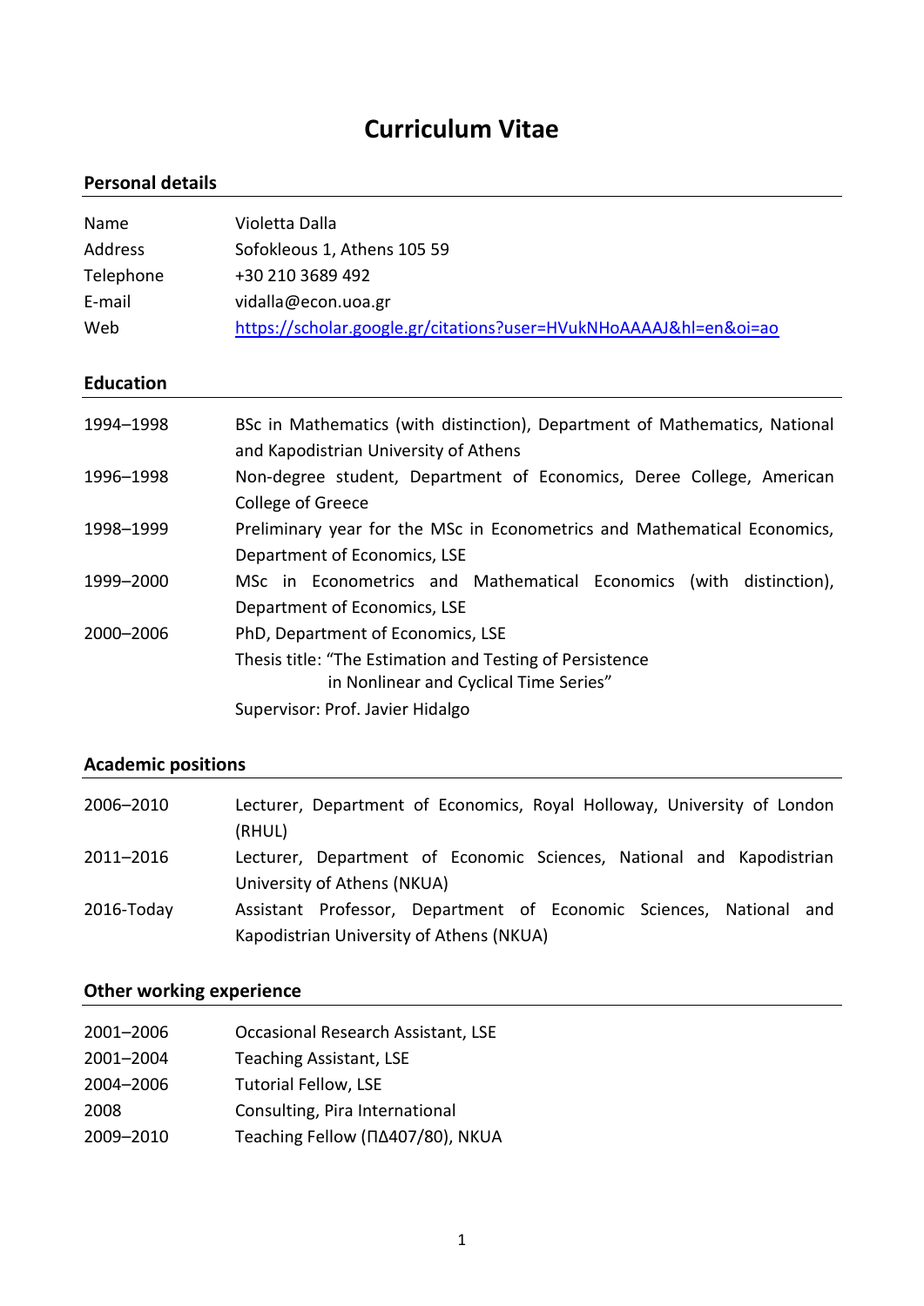# Curriculum Vitae

## Personal details

| | |
|---|---|
| Name | Violetta Dalla |
| Address | Sofokleous 1, Athens 105 59 |
| Telephone | +30 210 3689 492 |
| E-mail | vidalla@econ.uoa.gr |
| Web | [https://scholar.google.gr/citations?user=HVukNHoAAAAJ&hl=en&oi=ao](https://scholar.google.gr/citations?user=HVukNHoAAAAJ&hl=en&oi=ao) |

## Education

| | |
|---|---|
| 1994–1998 | BSc in Mathematics (with distinction), Department of Mathematics, National and Kapodistrian University of Athens |
| 1996–1998 | Non-degree student, Department of Economics, Deree College, American College of Greece |
| 1998–1999 | Preliminary year for the MSc in Econometrics and Mathematical Economics, Department of Economics, LSE |
| 1999–2000 | MSc in Econometrics and Mathematical Economics (with distinction), Department of Economics, LSE |
| 2000–2006 | PhD, Department of Economics, LSE<br>Thesis title: "The Estimation and Testing of Persistence in Nonlinear and Cyclical Time Series"<br>Supervisor: Prof. Javier Hidalgo |

## Academic positions

| | |
|---|---|
| 2006–2010 | Lecturer, Department of Economics, Royal Holloway, University of London (RHUL) |
| 2011–2016 | Lecturer, Department of Economic Sciences, National and Kapodistrian University of Athens (NKUA) |
| 2016-Today | Assistant Professor, Department of Economic Sciences, National and Kapodistrian University of Athens (NKUA) |

## Other working experience

| | |
|---|---|
| 2001–2006 | Occasional Research Assistant, LSE |
| 2001–2004 | Teaching Assistant, LSE |
| 2004–2006 | Tutorial Fellow, LSE |
| 2008 | Consulting, Pira International |
| 2009–2010 | Teaching Fellow (ΠΔ407/80), NKUA |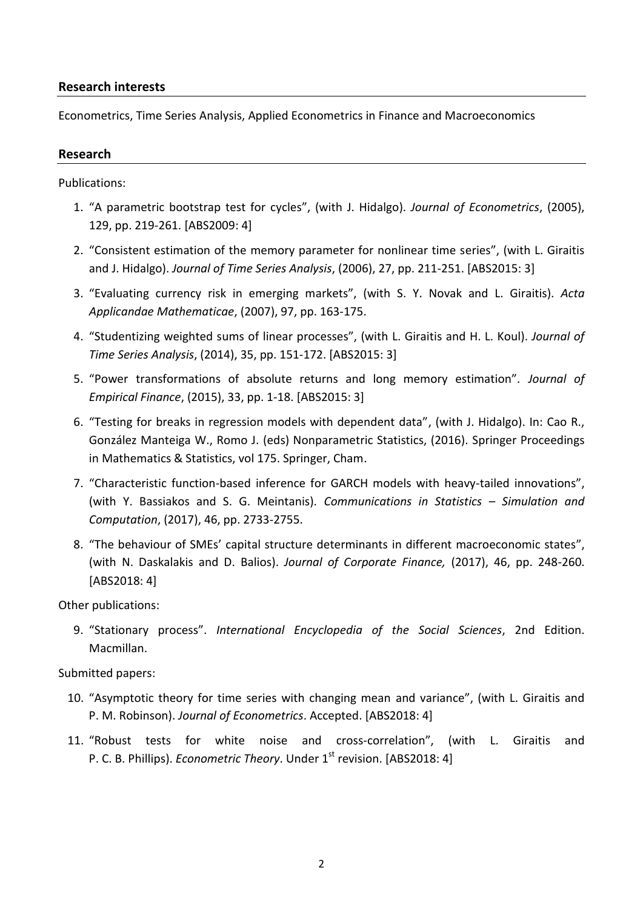## Research interests

Econometrics, Time Series Analysis, Applied Econometrics in Finance and Macroeconomics

## Research

Publications:

1. "A parametric bootstrap test for cycles", (with J. Hidalgo). *Journal of Econometrics*, (2005), 129, pp. 219-261. [ABS2009: 4]
2. "Consistent estimation of the memory parameter for nonlinear time series", (with L. Giraitis and J. Hidalgo). *Journal of Time Series Analysis*, (2006), 27, pp. 211-251. [ABS2015: 3]
3. "Evaluating currency risk in emerging markets", (with S. Y. Novak and L. Giraitis). *Acta Applicandae Mathematicae*, (2007), 97, pp. 163-175.
4. "Studentizing weighted sums of linear processes", (with L. Giraitis and H. L. Koul). *Journal of Time Series Analysis*, (2014), 35, pp. 151-172. [ABS2015: 3]
5. "Power transformations of absolute returns and long memory estimation". *Journal of Empirical Finance*, (2015), 33, pp. 1-18. [ABS2015: 3]
6. "Testing for breaks in regression models with dependent data", (with J. Hidalgo). In: Cao R., González Manteiga W., Romo J. (eds) Nonparametric Statistics, (2016). Springer Proceedings in Mathematics & Statistics, vol 175. Springer, Cham.
7. "Characteristic function-based inference for GARCH models with heavy-tailed innovations", (with Y. Bassiakos and S. G. Meintanis). *Communications in Statistics – Simulation and Computation*, (2017), 46, pp. 2733-2755.
8. "The behaviour of SMEs' capital structure determinants in different macroeconomic states", (with N. Daskalakis and D. Balios). *Journal of Corporate Finance,* (2017), 46, pp. 248-260. [ABS2018: 4]

Other publications:

9. "Stationary process". *International Encyclopedia of the Social Sciences*, 2nd Edition. Macmillan.

Submitted papers:

10. "Asymptotic theory for time series with changing mean and variance", (with L. Giraitis and P. M. Robinson). *Journal of Econometrics*. Accepted. [ABS2018: 4]
11. "Robust tests for white noise and cross-correlation", (with L. Giraitis and P. C. B. Phillips). *Econometric Theory*. Under 1st revision. [ABS2018: 4]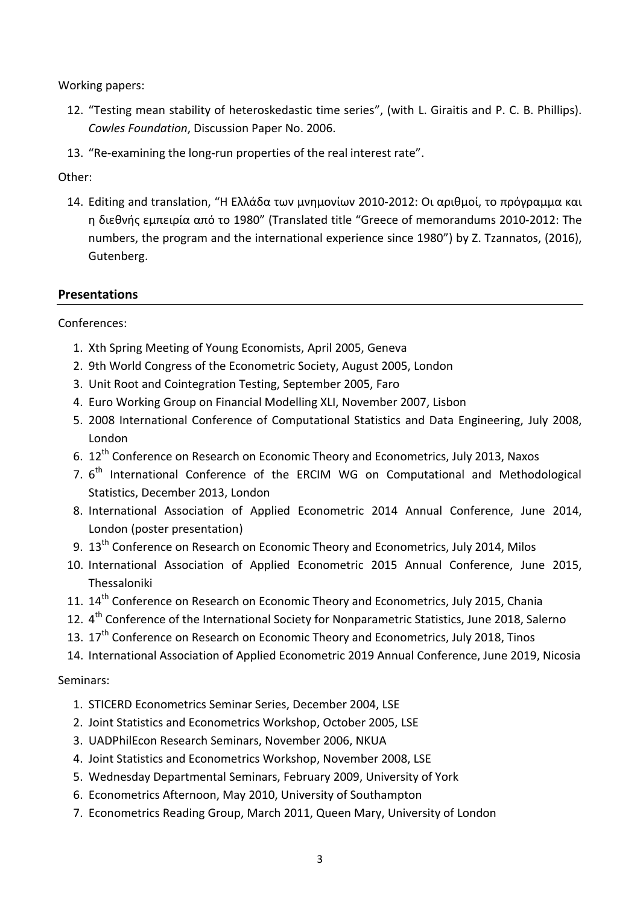Working papers:

12. "Testing mean stability of heteroskedastic time series", (with L. Giraitis and P. C. B. Phillips). *Cowles Foundation*, Discussion Paper No. 2006.
13. "Re-examining the long-run properties of the real interest rate".

Other:

14. Editing and translation, "Η Ελλάδα των μνημονίων 2010-2012: Οι αριθμοί, το πρόγραμμα και η διεθνής εμπειρία από το 1980" (Translated title "Greece of memorandums 2010-2012: The numbers, the program and the international experience since 1980") by Z. Tzannatos, (2016), Gutenberg.

## Presentations

Conferences:

1. Xth Spring Meeting of Young Economists, April 2005, Geneva
2. 9th World Congress of the Econometric Society, August 2005, London
3. Unit Root and Cointegration Testing, September 2005, Faro
4. Euro Working Group on Financial Modelling XLI, November 2007, Lisbon
5. 2008 International Conference of Computational Statistics and Data Engineering, July 2008, London
6. 12th Conference on Research on Economic Theory and Econometrics, July 2013, Naxos
7. 6th International Conference of the ERCIM WG on Computational and Methodological Statistics, December 2013, London
8. International Association of Applied Econometric 2014 Annual Conference, June 2014, London (poster presentation)
9. 13th Conference on Research on Economic Theory and Econometrics, July 2014, Milos
10. International Association of Applied Econometric 2015 Annual Conference, June 2015, Thessaloniki
11. 14th Conference on Research on Economic Theory and Econometrics, July 2015, Chania
12. 4th Conference of the International Society for Nonparametric Statistics, June 2018, Salerno
13. 17th Conference on Research on Economic Theory and Econometrics, July 2018, Tinos
14. International Association of Applied Econometric 2019 Annual Conference, June 2019, Nicosia

Seminars:

1. STICERD Econometrics Seminar Series, December 2004, LSE
2. Joint Statistics and Econometrics Workshop, October 2005, LSE
3. UADPhilEcon Research Seminars, November 2006, NKUA
4. Joint Statistics and Econometrics Workshop, November 2008, LSE
5. Wednesday Departmental Seminars, February 2009, University of York
6. Econometrics Afternoon, May 2010, University of Southampton
7. Econometrics Reading Group, March 2011, Queen Mary, University of London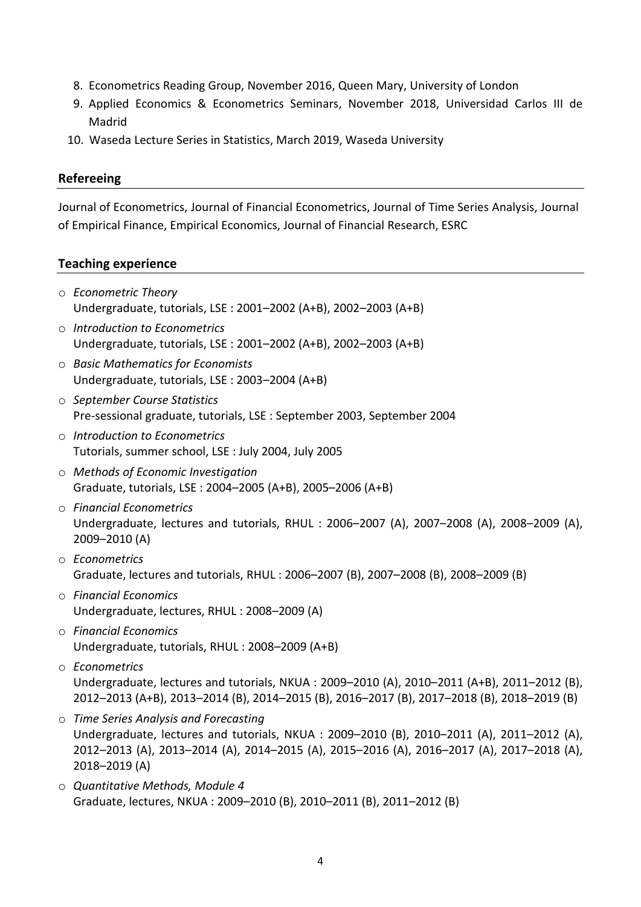8. Econometrics Reading Group, November 2016, Queen Mary, University of London
9. Applied Economics & Econometrics Seminars, November 2018, Universidad Carlos III de Madrid
10. Waseda Lecture Series in Statistics, March 2019, Waseda University

## Refereeing

Journal of Econometrics, Journal of Financial Econometrics, Journal of Time Series Analysis, Journal of Empirical Finance, Empirical Economics, Journal of Financial Research, ESRC

## Teaching experience

- *Econometric Theory*
  Undergraduate, tutorials, LSE : 2001–2002 (A+B), 2002–2003 (A+B)
- *Introduction to Econometrics*
  Undergraduate, tutorials, LSE : 2001–2002 (A+B), 2002–2003 (A+B)
- *Basic Mathematics for Economists*
  Undergraduate, tutorials, LSE : 2003–2004 (A+B)
- *September Course Statistics*
  Pre-sessional graduate, tutorials, LSE : September 2003, September 2004
- *Introduction to Econometrics*
  Tutorials, summer school, LSE : July 2004, July 2005
- *Methods of Economic Investigation*
  Graduate, tutorials, LSE : 2004–2005 (A+B), 2005–2006 (A+B)
- *Financial Econometrics*
  Undergraduate, lectures and tutorials, RHUL : 2006–2007 (A), 2007–2008 (A), 2008–2009 (A), 2009–2010 (A)
- *Econometrics*
  Graduate, lectures and tutorials, RHUL : 2006–2007 (B), 2007–2008 (B), 2008–2009 (B)
- *Financial Economics*
  Undergraduate, lectures, RHUL : 2008–2009 (A)
- *Financial Economics*
  Undergraduate, tutorials, RHUL : 2008–2009 (A+B)
- *Econometrics*
  Undergraduate, lectures and tutorials, NKUA : 2009–2010 (A), 2010–2011 (A+B), 2011–2012 (B), 2012–2013 (A+B), 2013–2014 (B), 2014–2015 (B), 2016–2017 (B), 2017–2018 (B), 2018–2019 (B)
- *Time Series Analysis and Forecasting*
  Undergraduate, lectures and tutorials, NKUA : 2009–2010 (B), 2010–2011 (A), 2011–2012 (A), 2012–2013 (A), 2013–2014 (A), 2014–2015 (A), 2015–2016 (A), 2016–2017 (A), 2017–2018 (A), 2018–2019 (A)
- *Quantitative Methods, Module 4*
  Graduate, lectures, NKUA : 2009–2010 (B), 2010–2011 (B), 2011–2012 (B)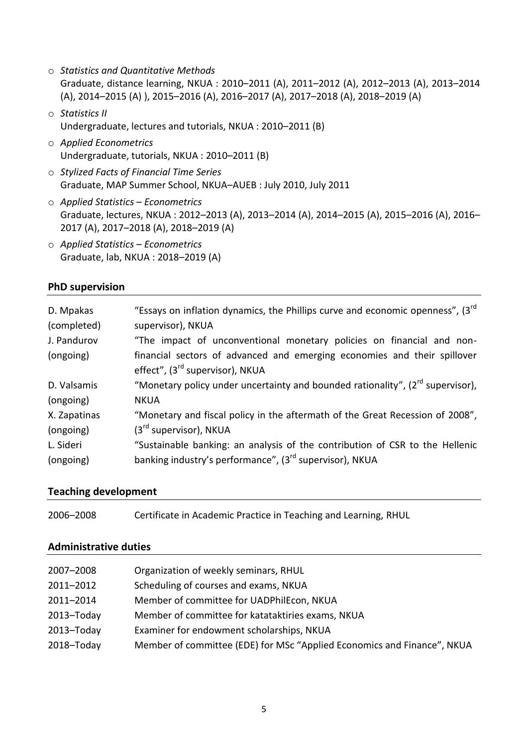- *Statistics and Quantitative Methods*
  Graduate, distance learning, NKUA : 2010–2011 (A), 2011–2012 (A), 2012–2013 (A), 2013–2014 (A), 2014–2015 (A) ), 2015–2016 (A), 2016–2017 (A), 2017–2018 (A), 2018–2019 (A)
- *Statistics II*
  Undergraduate, lectures and tutorials, NKUA : 2010–2011 (B)
- *Applied Econometrics*
  Undergraduate, tutorials, NKUA : 2010–2011 (B)
- *Stylized Facts of Financial Time Series*
  Graduate, MAP Summer School, NKUA–AUEB : July 2010, July 2011
- *Applied Statistics – Econometrics*
  Graduate, lectures, NKUA : 2012–2013 (A), 2013–2014 (A), 2014–2015 (A), 2015–2016 (A), 2016–2017 (A), 2017–2018 (A), 2018–2019 (A)
- *Applied Statistics – Econometrics*
  Graduate, lab, NKUA : 2018–2019 (A)

## PhD supervision

| | |
|---|---|
| D. Mpakas (completed) | "Essays on inflation dynamics, the Phillips curve and economic openness", (3rd supervisor), NKUA |
| J. Pandurov (ongoing) | "The impact of unconventional monetary policies on financial and non-financial sectors of advanced and emerging economies and their spillover effect", (3rd supervisor), NKUA |
| D. Valsamis (ongoing) | "Monetary policy under uncertainty and bounded rationality", (2nd supervisor), NKUA |
| X. Zapatinas (ongoing) | "Monetary and fiscal policy in the aftermath of the Great Recession of 2008", (3rd supervisor), NKUA |
| L. Sideri (ongoing) | "Sustainable banking: an analysis of the contribution of CSR to the Hellenic banking industry's performance", (3rd supervisor), NKUA |

## Teaching development

| | |
|---|---|
| 2006–2008 | Certificate in Academic Practice in Teaching and Learning, RHUL |

## Administrative duties

| | |
|---|---|
| 2007–2008 | Organization of weekly seminars, RHUL |
| 2011–2012 | Scheduling of courses and exams, NKUA |
| 2011–2014 | Member of committee for UADPhilEcon, NKUA |
| 2013–Today | Member of committee for katataktiries exams, NKUA |
| 2013–Today | Examiner for endowment scholarships, NKUA |
| 2018–Today | Member of committee (EDE) for MSc "Applied Economics and Finance", NKUA |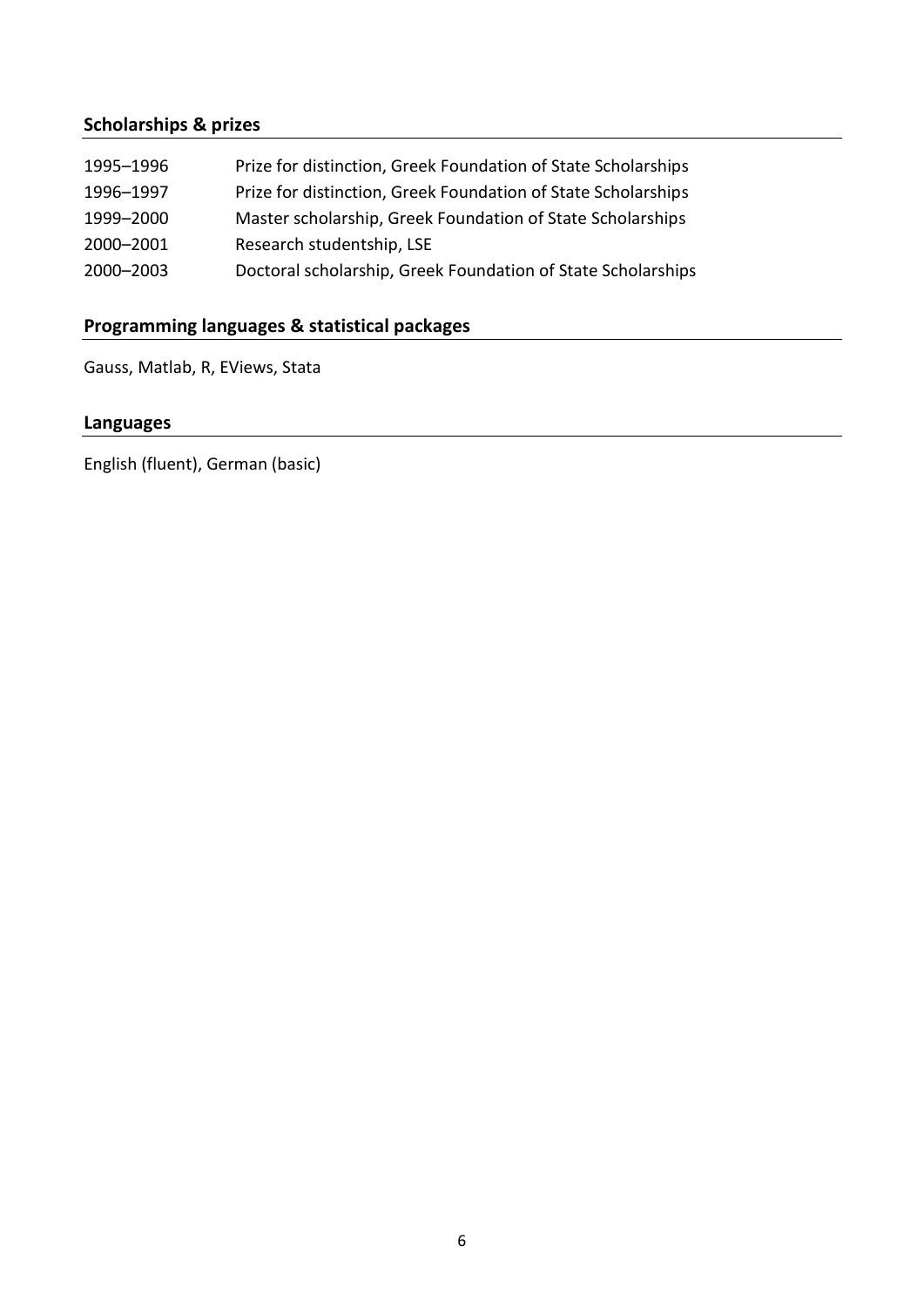## Scholarships & prizes

| | |
|---|---|
| 1995–1996 | Prize for distinction, Greek Foundation of State Scholarships |
| 1996–1997 | Prize for distinction, Greek Foundation of State Scholarships |
| 1999–2000 | Master scholarship, Greek Foundation of State Scholarships |
| 2000–2001 | Research studentship, LSE |
| 2000–2003 | Doctoral scholarship, Greek Foundation of State Scholarships |

## Programming languages & statistical packages

Gauss, Matlab, R, EViews, Stata

## Languages

English (fluent), German (basic)